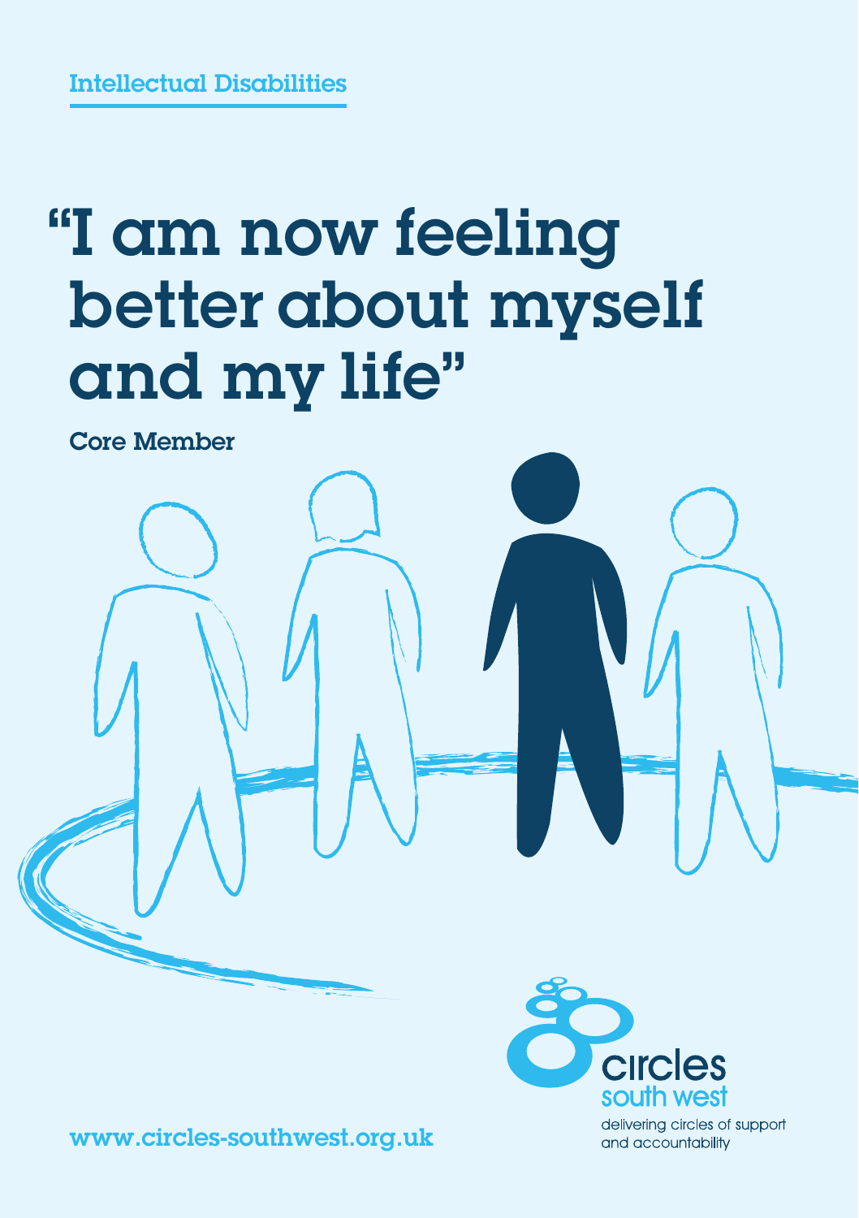Intellectual Disabilities

# "I am now feeling better about myself and my life"

Core Member

circles south west

delivering circles of support and accountability

www.circles-southwest.org.uk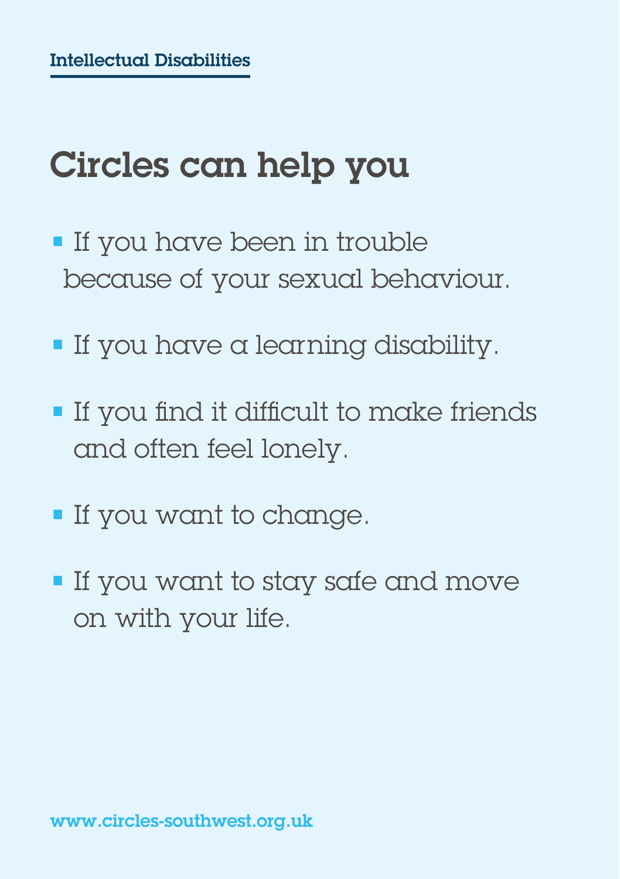Intellectual Disabilities

# Circles can help you

- If you have been in trouble because of your sexual behaviour.
- If you have a learning disability.
- If you find it difficult to make friends and often feel lonely.
- If you want to change.
- If you want to stay safe and move on with your life.

www.circles-southwest.org.uk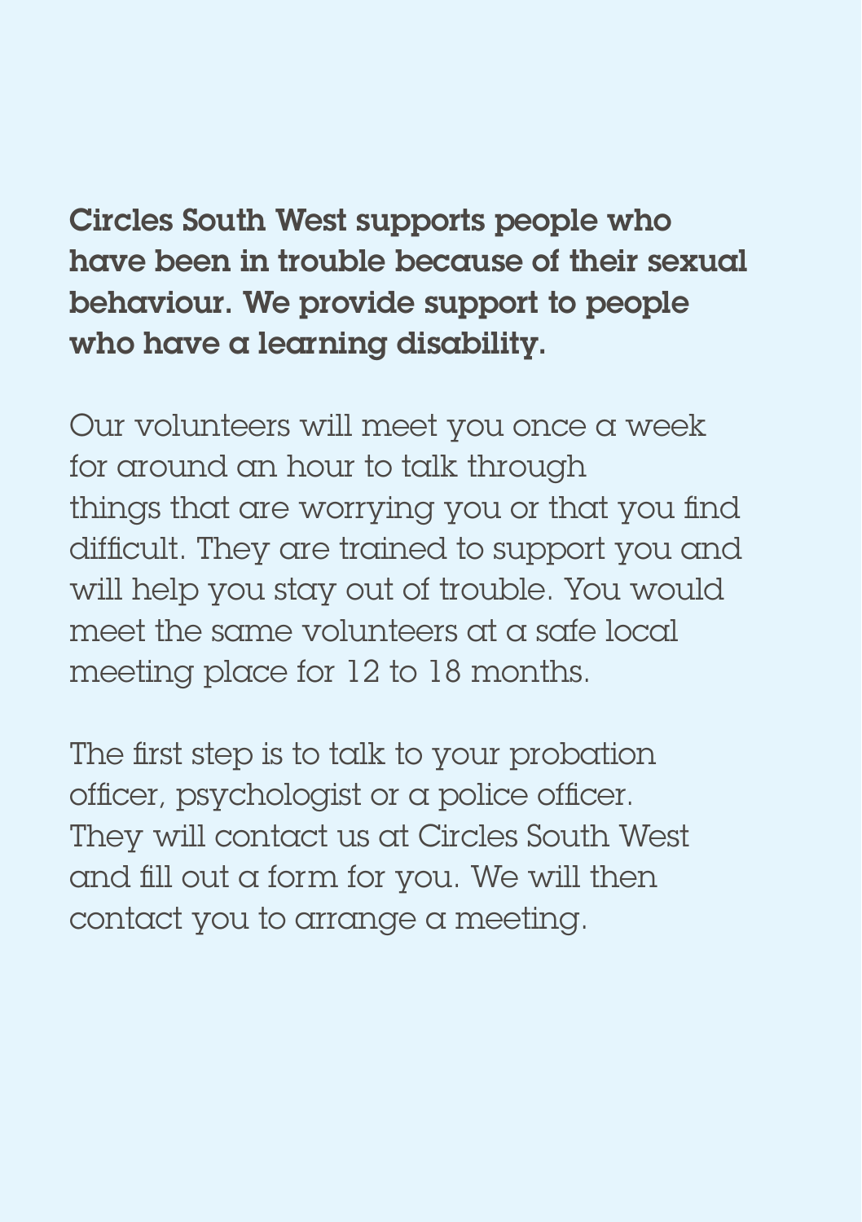**Circles South West supports people who have been in trouble because of their sexual behaviour. We provide support to people who have a learning disability.**

Our volunteers will meet you once a week for around an hour to talk through things that are worrying you or that you find difficult. They are trained to support you and will help you stay out of trouble. You would meet the same volunteers at a safe local meeting place for 12 to 18 months.

The first step is to talk to your probation officer, psychologist or a police officer. They will contact us at Circles South West and fill out a form for you. We will then contact you to arrange a meeting.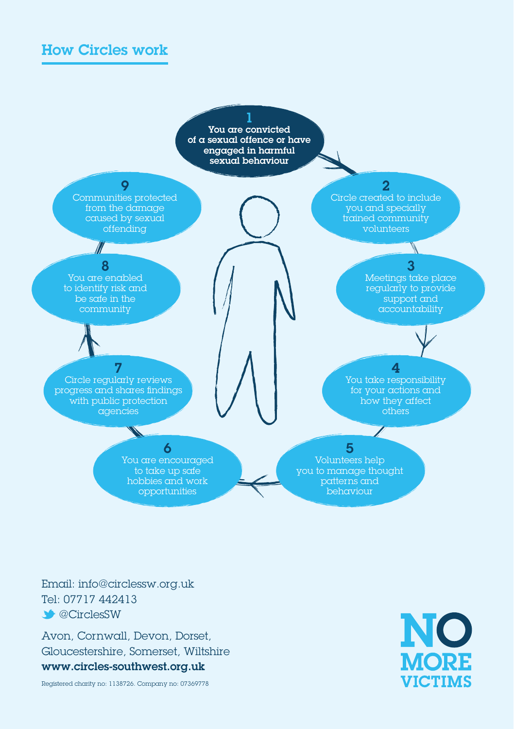## How Circles work

1. You are convicted of a sexual offence or have engaged in harmful sexual behaviour
2. Circle created to include you and specially trained community volunteers
3. Meetings take place regularly to provide support and accountability
4. You take responsibility for your actions and how they affect others
5. Volunteers help you to manage thought patterns and behaviour
6. You are encouraged to take up safe hobbies and work opportunities
7. Circle regularly reviews progress and shares findings with public protection agencies
8. You are enabled to identify risk and be safe in the community
9. Communities protected from the damage caused by sexual offending

Email: info@circlessw.org.uk
Tel: 07717 442413
@CirclesSW

Avon, Cornwall, Devon, Dorset, Gloucestershire, Somerset, Wiltshire
**www.circles-southwest.org.uk**

Registered charity no: 1138726. Company no: 07369778

NO MORE VICTIMS